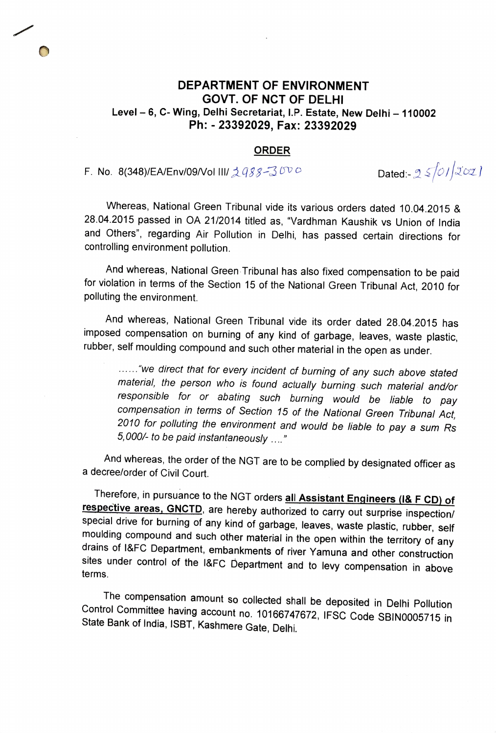# DEPARTMENT OF ENVIRONMENT
## GOVT. OF NCT OF DELHI

**Level – 6, C- Wing, Delhi Secretariat, I.P. Estate, New Delhi – 110002**
**Ph: - 23392029, Fax: 23392029**

**ORDER**

F. No. 8(348)/EA/Env/09/Vol III/ 2988-3000 Dated:- 25/01/2021

Whereas, National Green Tribunal vide its various orders dated 10.04.2015 & 28.04.2015 passed in OA 21/2014 titled as, "Vardhman Kaushik vs Union of India and Others", regarding Air Pollution in Delhi, has passed certain directions for controlling environment pollution.

And whereas, National Green Tribunal has also fixed compensation to be paid for violation in terms of the Section 15 of the National Green Tribunal Act, 2010 for polluting the environment.

And whereas, National Green Tribunal vide its order dated 28.04.2015 has imposed compensation on burning of any kind of garbage, leaves, waste plastic, rubber, self moulding compound and such other material in the open as under.

> *......"we direct that for every incident of burning of any such above stated material, the person who is found actually burning such material and/or responsible for or abating such burning would be liable to pay compensation in terms of Section 15 of the National Green Tribunal Act, 2010 for polluting the environment and would be liable to pay a sum Rs 5,000/- to be paid instantaneously ...."*

And whereas, the order of the NGT are to be complied by designated officer as a decree/order of Civil Court.

Therefore, in pursuance to the NGT orders **all Assistant Engineers (I& F CD) of respective areas, GNCTD**, are hereby authorized to carry out surprise inspection/ special drive for burning of any kind of garbage, leaves, waste plastic, rubber, self moulding compound and such other material in the open within the territory of any drains of I&FC Department, embankments of river Yamuna and other construction sites under control of the I&FC Department and to levy compensation in above terms.

The compensation amount so collected shall be deposited in Delhi Pollution Control Committee having account no. 10166747672, IFSC Code SBIN0005715 in State Bank of India, ISBT, Kashmere Gate, Delhi.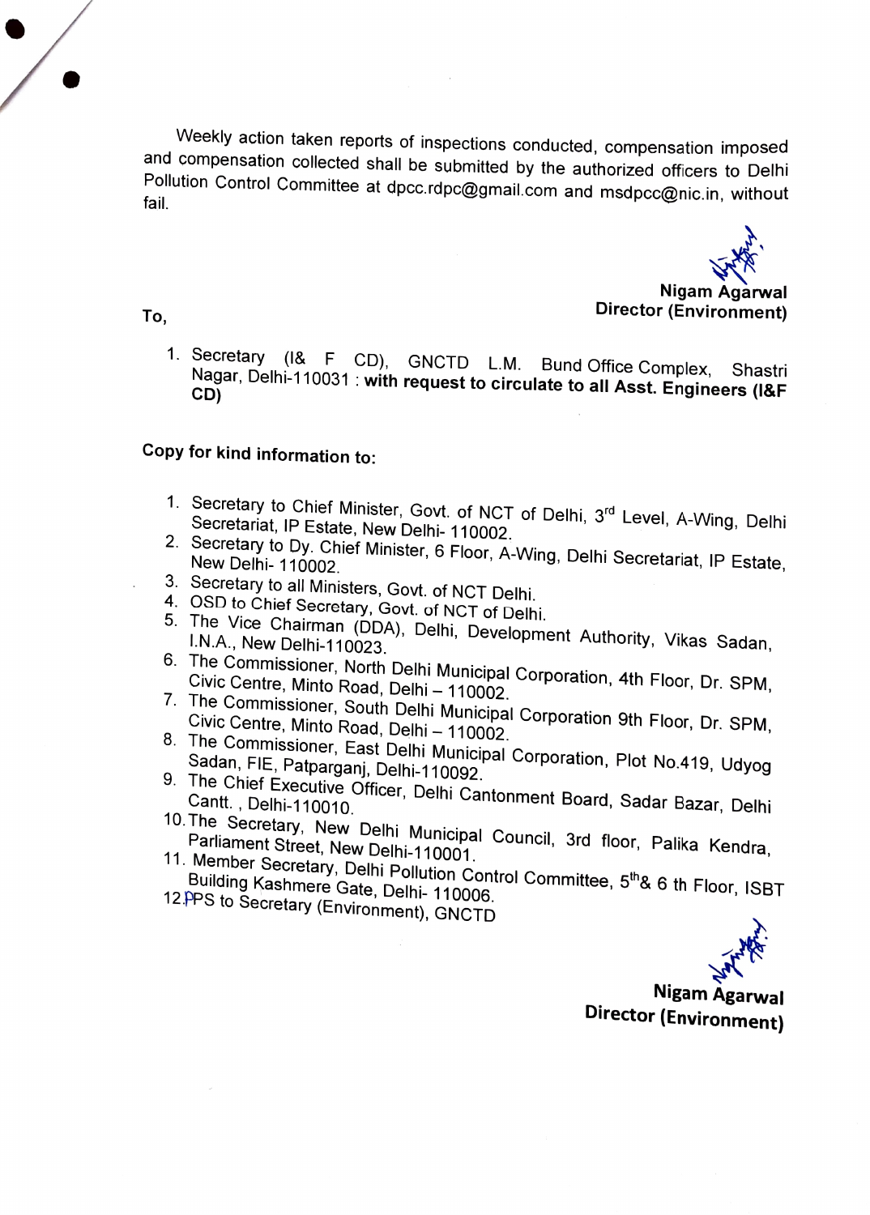Weekly action taken reports of inspections conducted, compensation imposed and compensation collected shall be submitted by the authorized officers to Delhi Pollution Control Committee at dpcc.rdpc@gmail.com and msdpcc@nic.in, without fail.

**Nigam Agarwal**
**Director (Environment)**

To,

1. Secretary (I& F CD), GNCTD L.M. Bund Office Complex, Shastri Nagar, Delhi-110031 : **with request to circulate to all Asst. Engineers (I&F CD)**

**Copy for kind information to:**

1. Secretary to Chief Minister, Govt. of NCT of Delhi, 3rd Level, A-Wing, Delhi Secretariat, IP Estate, New Delhi- 110002.
2. Secretary to Dy. Chief Minister, 6 Floor, A-Wing, Delhi Secretariat, IP Estate, New Delhi- 110002.
3. Secretary to all Ministers, Govt. of NCT Delhi.
4. OSD to Chief Secretary, Govt. of NCT of Delhi.
5. The Vice Chairman (DDA), Delhi, Development Authority, Vikas Sadan, I.N.A., New Delhi-110023.
6. The Commissioner, North Delhi Municipal Corporation, 4th Floor, Dr. SPM, Civic Centre, Minto Road, Delhi – 110002.
7. The Commissioner, South Delhi Municipal Corporation 9th Floor, Dr. SPM, Civic Centre, Minto Road, Delhi – 110002.
8. The Commissioner, East Delhi Municipal Corporation, Plot No.419, Udyog Sadan, FIE, Patparganj, Delhi-110092.
9. The Chief Executive Officer, Delhi Cantonment Board, Sadar Bazar, Delhi Cantt. , Delhi-110010.
10. The Secretary, New Delhi Municipal Council, 3rd floor, Palika Kendra, Parliament Street, New Delhi-110001.
11. Member Secretary, Delhi Pollution Control Committee, 5th& 6 th Floor, ISBT Building Kashmere Gate, Delhi- 110006.
12. PPS to Secretary (Environment), GNCTD

**Nigam Agarwal**
**Director (Environment)**